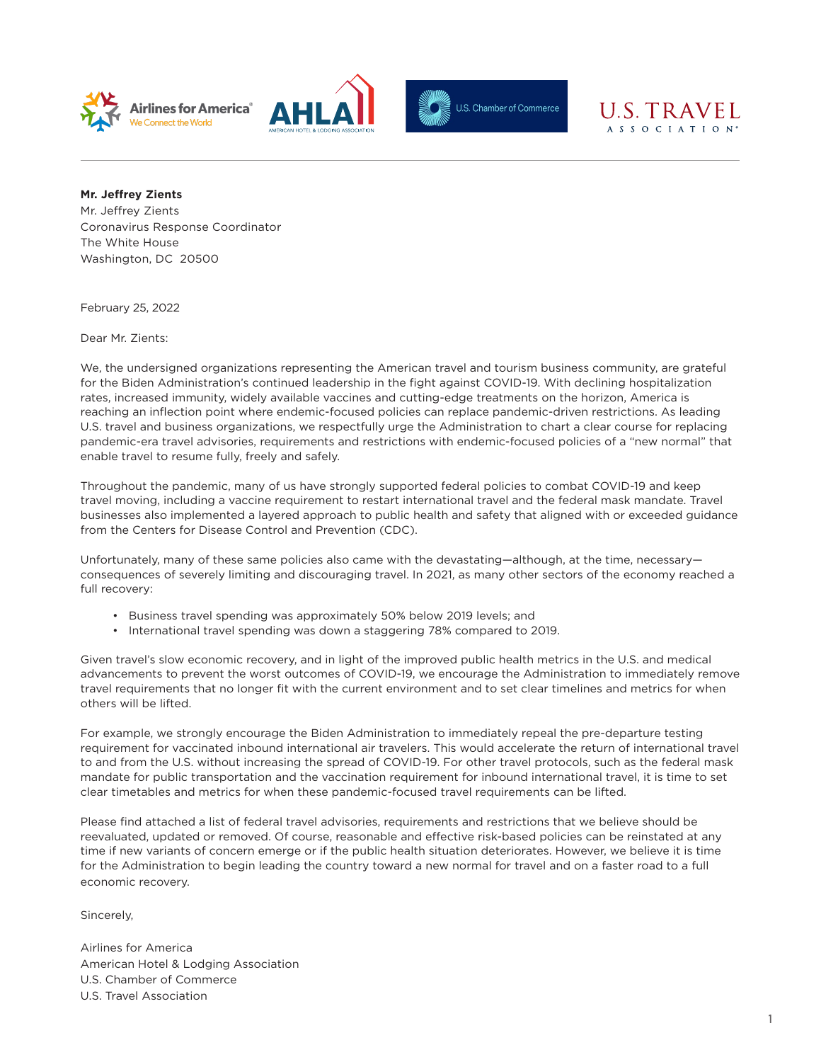Airlines for America® We Connect the World | AHLA American Hotel & Lodging Association | U.S. Chamber of Commerce | U.S. TRAVEL ASSOCIATION®

**Mr. Jeffrey Zients**
Mr. Jeffrey Zients
Coronavirus Response Coordinator
The White House
Washington, DC 20500

February 25, 2022

Dear Mr. Zients:

We, the undersigned organizations representing the American travel and tourism business community, are grateful for the Biden Administration's continued leadership in the fight against COVID-19. With declining hospitalization rates, increased immunity, widely available vaccines and cutting-edge treatments on the horizon, America is reaching an inflection point where endemic-focused policies can replace pandemic-driven restrictions. As leading U.S. travel and business organizations, we respectfully urge the Administration to chart a clear course for replacing pandemic-era travel advisories, requirements and restrictions with endemic-focused policies of a "new normal" that enable travel to resume fully, freely and safely.

Throughout the pandemic, many of us have strongly supported federal policies to combat COVID-19 and keep travel moving, including a vaccine requirement to restart international travel and the federal mask mandate. Travel businesses also implemented a layered approach to public health and safety that aligned with or exceeded guidance from the Centers for Disease Control and Prevention (CDC).

Unfortunately, many of these same policies also came with the devastating—although, at the time, necessary—consequences of severely limiting and discouraging travel. In 2021, as many other sectors of the economy reached a full recovery:

- Business travel spending was approximately 50% below 2019 levels; and
- International travel spending was down a staggering 78% compared to 2019.

Given travel's slow economic recovery, and in light of the improved public health metrics in the U.S. and medical advancements to prevent the worst outcomes of COVID-19, we encourage the Administration to immediately remove travel requirements that no longer fit with the current environment and to set clear timelines and metrics for when others will be lifted.

For example, we strongly encourage the Biden Administration to immediately repeal the pre-departure testing requirement for vaccinated inbound international air travelers. This would accelerate the return of international travel to and from the U.S. without increasing the spread of COVID-19. For other travel protocols, such as the federal mask mandate for public transportation and the vaccination requirement for inbound international travel, it is time to set clear timetables and metrics for when these pandemic-focused travel requirements can be lifted.

Please find attached a list of federal travel advisories, requirements and restrictions that we believe should be reevaluated, updated or removed. Of course, reasonable and effective risk-based policies can be reinstated at any time if new variants of concern emerge or if the public health situation deteriorates. However, we believe it is time for the Administration to begin leading the country toward a new normal for travel and on a faster road to a full economic recovery.

Sincerely,

Airlines for America
American Hotel & Lodging Association
U.S. Chamber of Commerce
U.S. Travel Association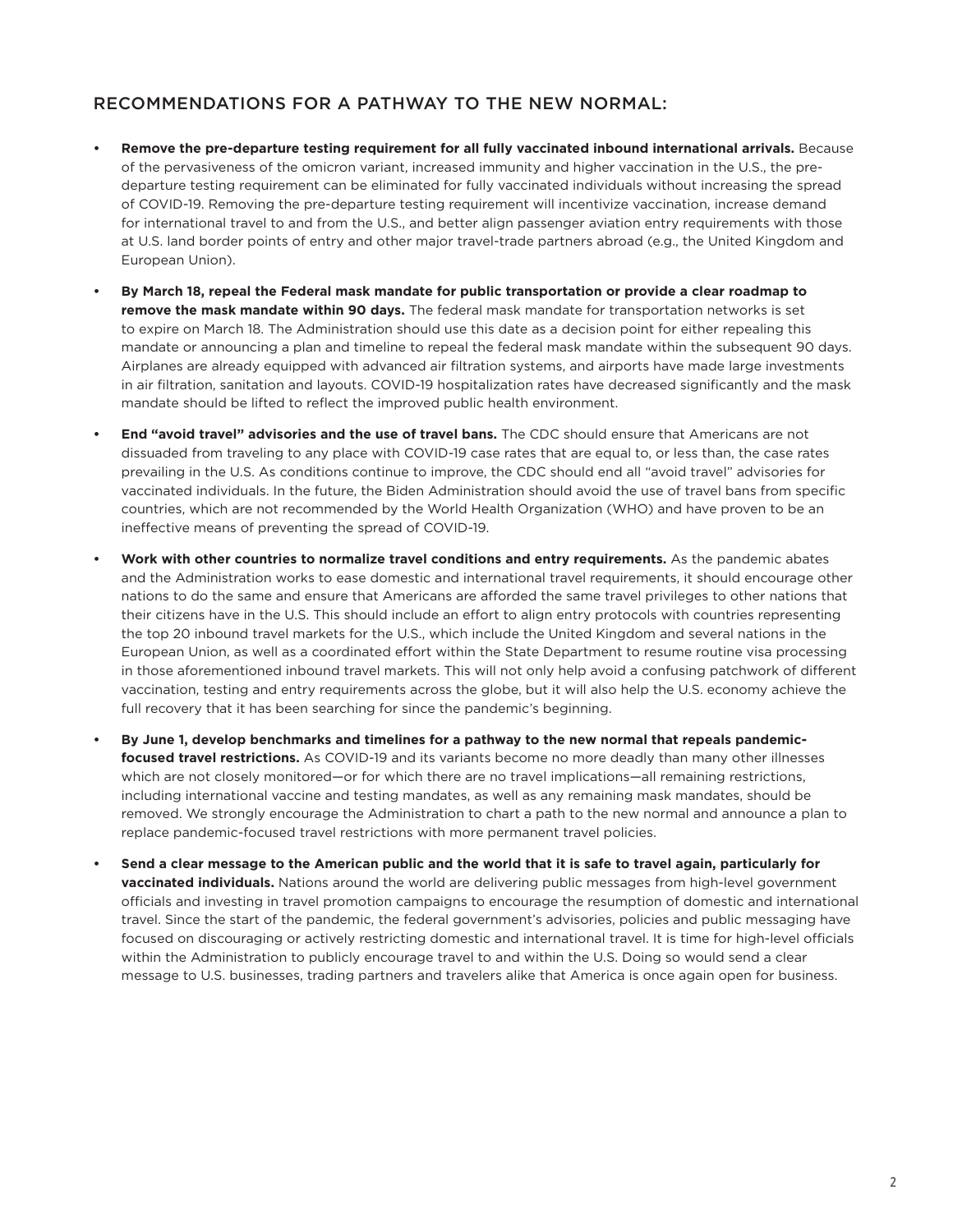## RECOMMENDATIONS FOR A PATHWAY TO THE NEW NORMAL:

- **Remove the pre-departure testing requirement for all fully vaccinated inbound international arrivals.** Because of the pervasiveness of the omicron variant, increased immunity and higher vaccination in the U.S., the pre-departure testing requirement can be eliminated for fully vaccinated individuals without increasing the spread of COVID-19. Removing the pre-departure testing requirement will incentivize vaccination, increase demand for international travel to and from the U.S., and better align passenger aviation entry requirements with those at U.S. land border points of entry and other major travel-trade partners abroad (e.g., the United Kingdom and European Union).

- **By March 18, repeal the Federal mask mandate for public transportation or provide a clear roadmap to remove the mask mandate within 90 days.** The federal mask mandate for transportation networks is set to expire on March 18. The Administration should use this date as a decision point for either repealing this mandate or announcing a plan and timeline to repeal the federal mask mandate within the subsequent 90 days. Airplanes are already equipped with advanced air filtration systems, and airports have made large investments in air filtration, sanitation and layouts. COVID-19 hospitalization rates have decreased significantly and the mask mandate should be lifted to reflect the improved public health environment.

- **End "avoid travel" advisories and the use of travel bans.** The CDC should ensure that Americans are not dissuaded from traveling to any place with COVID-19 case rates that are equal to, or less than, the case rates prevailing in the U.S. As conditions continue to improve, the CDC should end all "avoid travel" advisories for vaccinated individuals. In the future, the Biden Administration should avoid the use of travel bans from specific countries, which are not recommended by the World Health Organization (WHO) and have proven to be an ineffective means of preventing the spread of COVID-19.

- **Work with other countries to normalize travel conditions and entry requirements.** As the pandemic abates and the Administration works to ease domestic and international travel requirements, it should encourage other nations to do the same and ensure that Americans are afforded the same travel privileges to other nations that their citizens have in the U.S. This should include an effort to align entry protocols with countries representing the top 20 inbound travel markets for the U.S., which include the United Kingdom and several nations in the European Union, as well as a coordinated effort within the State Department to resume routine visa processing in those aforementioned inbound travel markets. This will not only help avoid a confusing patchwork of different vaccination, testing and entry requirements across the globe, but it will also help the U.S. economy achieve the full recovery that it has been searching for since the pandemic's beginning.

- **By June 1, develop benchmarks and timelines for a pathway to the new normal that repeals pandemic-focused travel restrictions.** As COVID-19 and its variants become no more deadly than many other illnesses which are not closely monitored—or for which there are no travel implications—all remaining restrictions, including international vaccine and testing mandates, as well as any remaining mask mandates, should be removed. We strongly encourage the Administration to chart a path to the new normal and announce a plan to replace pandemic-focused travel restrictions with more permanent travel policies.

- **Send a clear message to the American public and the world that it is safe to travel again, particularly for vaccinated individuals.** Nations around the world are delivering public messages from high-level government officials and investing in travel promotion campaigns to encourage the resumption of domestic and international travel. Since the start of the pandemic, the federal government's advisories, policies and public messaging have focused on discouraging or actively restricting domestic and international travel. It is time for high-level officials within the Administration to publicly encourage travel to and within the U.S. Doing so would send a clear message to U.S. businesses, trading partners and travelers alike that America is once again open for business.